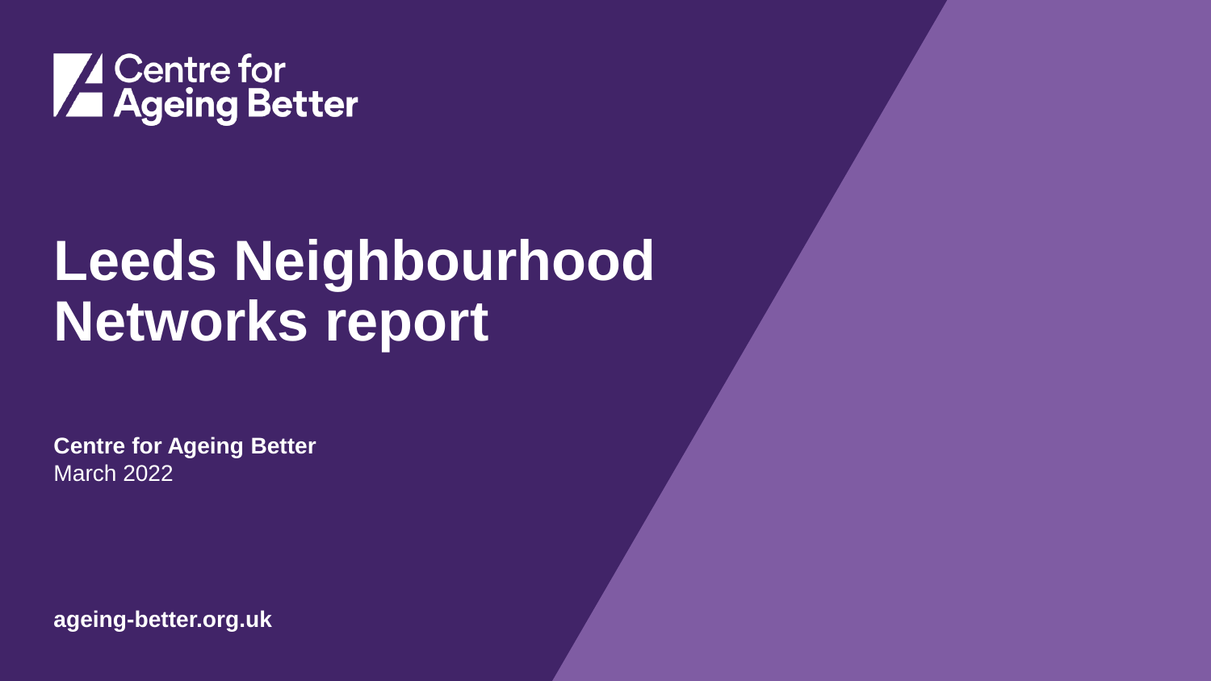Centre for Ageing Better

# Leeds Neighbourhood Networks report

**Centre for Ageing Better**
March 2022

**ageing-better.org.uk**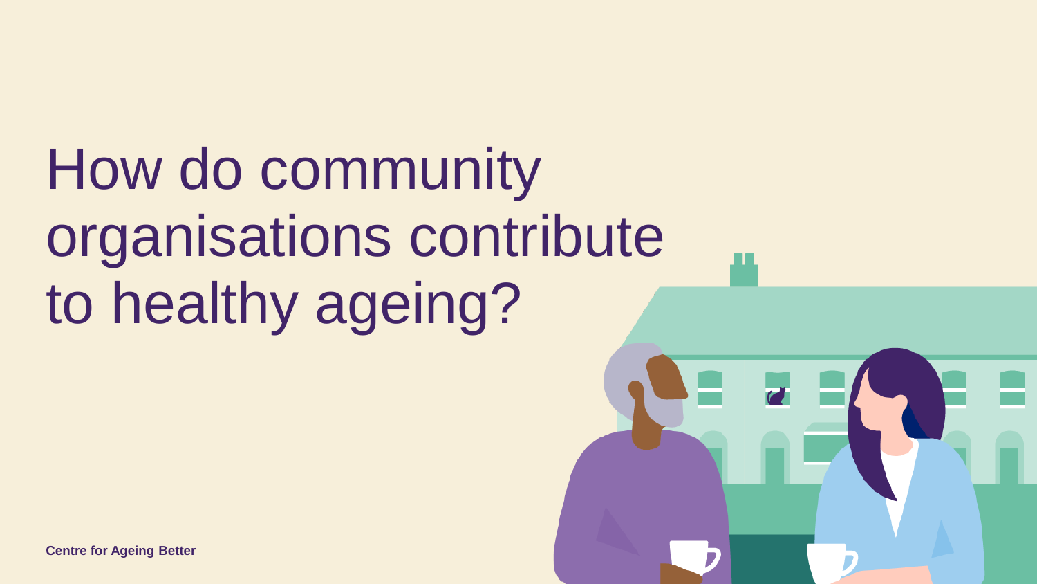# How do community organisations contribute to healthy ageing?

**Centre for Ageing Better**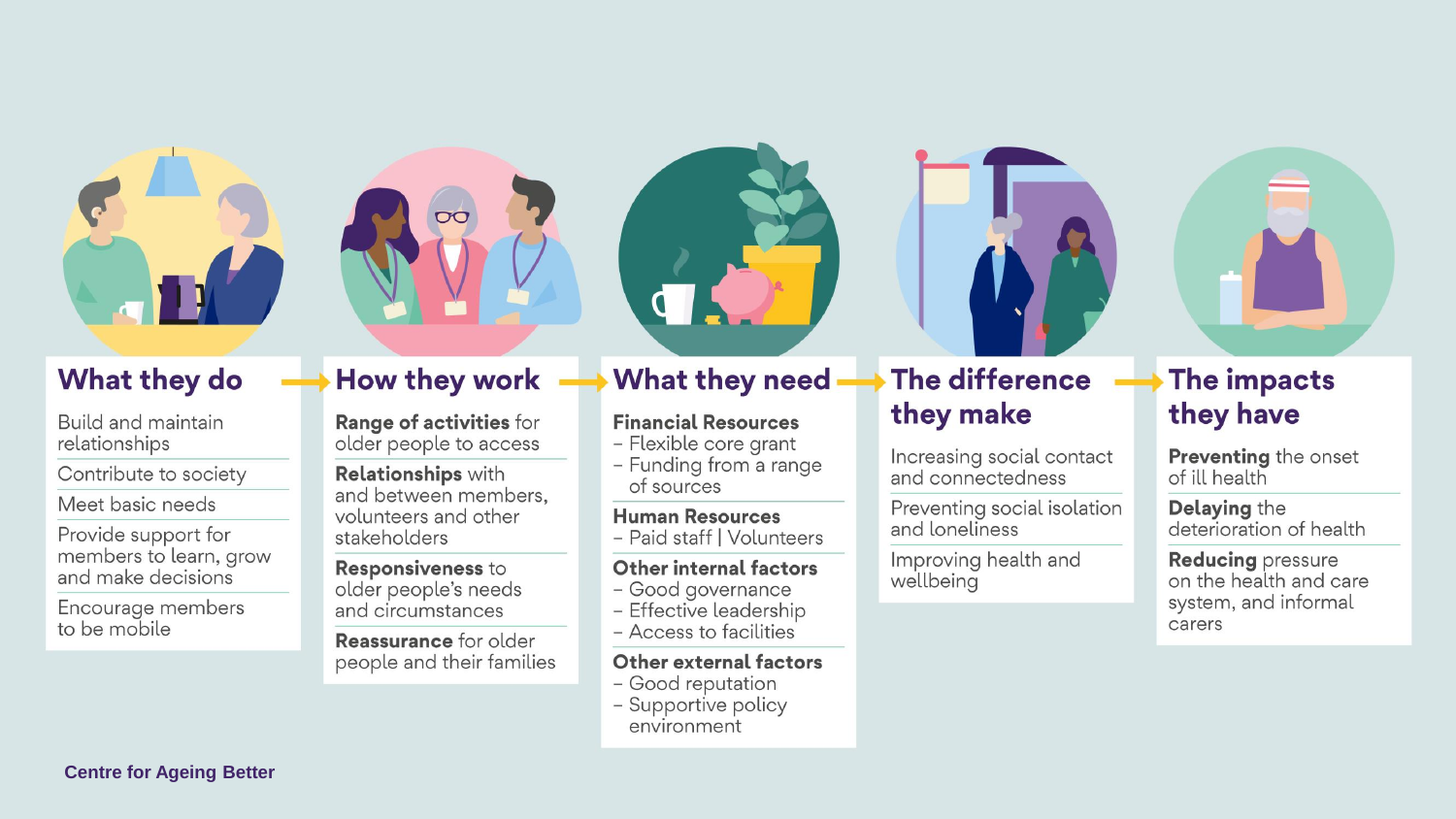## What they do

- Build and maintain relationships
- Contribute to society
- Meet basic needs
- Provide support for members to learn, grow and make decisions
- Encourage members to be mobile

## How they work

- **Range of activities** for older people to access
- **Relationships** with and between members, volunteers and other stakeholders
- **Responsiveness** to older people's needs and circumstances
- **Reassurance** for older people and their families

## What they need

**Financial Resources**
- Flexible core grant
- Funding from a range of sources

**Human Resources**
- Paid staff | Volunteers

**Other internal factors**
- Good governance
- Effective leadership
- Access to facilities

**Other external factors**
- Good reputation
- Supportive policy environment

## The difference they make

- Increasing social contact and connectedness
- Preventing social isolation and loneliness
- Improving health and wellbeing

## The impacts they have

- **Preventing** the onset of ill health
- **Delaying** the deterioration of health
- **Reducing** pressure on the health and care system, and informal carers

Centre for Ageing Better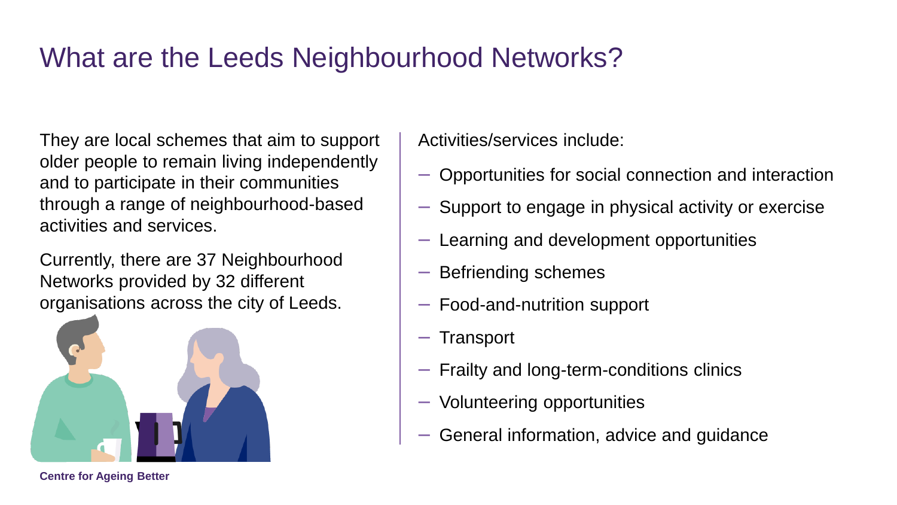# What are the Leeds Neighbourhood Networks?

They are local schemes that aim to support older people to remain living independently and to participate in their communities through a range of neighbourhood-based activities and services.

Currently, there are 37 Neighbourhood Networks provided by 32 different organisations across the city of Leeds.

Activities/services include:

- Opportunities for social connection and interaction
- Support to engage in physical activity or exercise
- Learning and development opportunities
- Befriending schemes
- Food-and-nutrition support
- Transport
- Frailty and long-term-conditions clinics
- Volunteering opportunities
- General information, advice and guidance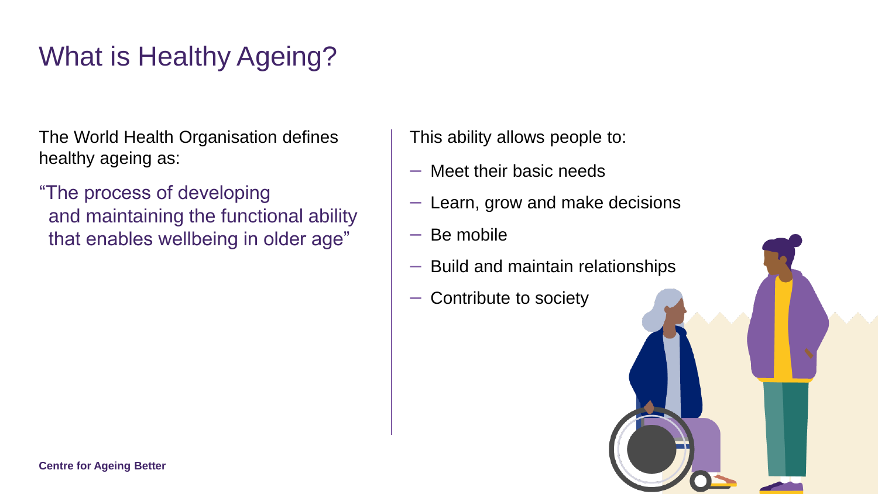# What is Healthy Ageing?

The World Health Organisation defines healthy ageing as:

"The process of developing and maintaining the functional ability that enables wellbeing in older age"

This ability allows people to:

- Meet their basic needs
- Learn, grow and make decisions
- Be mobile
- Build and maintain relationships
- Contribute to society

**Centre for Ageing Better**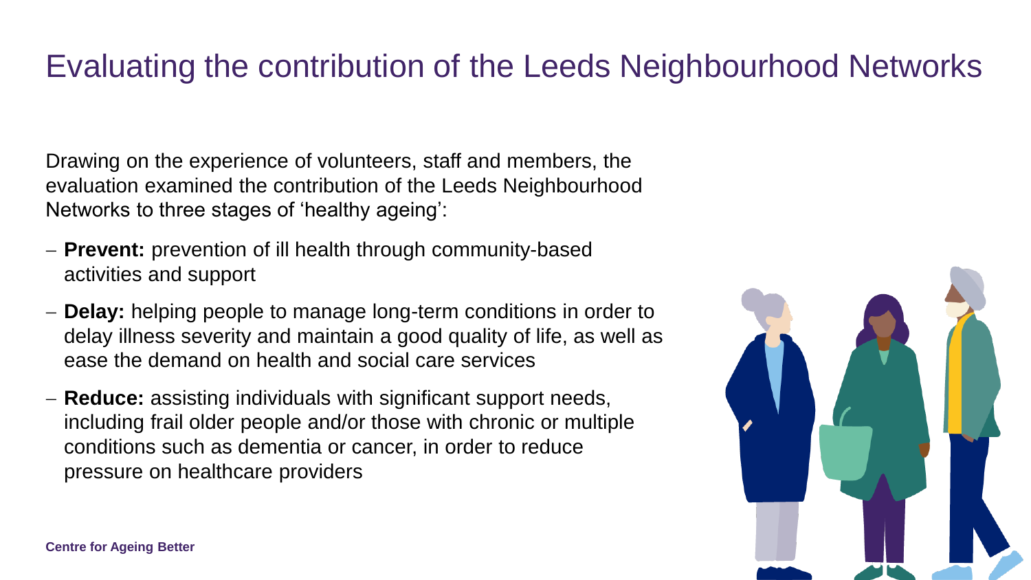# Evaluating the contribution of the Leeds Neighbourhood Networks

Drawing on the experience of volunteers, staff and members, the evaluation examined the contribution of the Leeds Neighbourhood Networks to three stages of 'healthy ageing':

- **Prevent:** prevention of ill health through community-based activities and support
- **Delay:** helping people to manage long-term conditions in order to delay illness severity and maintain a good quality of life, as well as ease the demand on health and social care services
- **Reduce:** assisting individuals with significant support needs, including frail older people and/or those with chronic or multiple conditions such as dementia or cancer, in order to reduce pressure on healthcare providers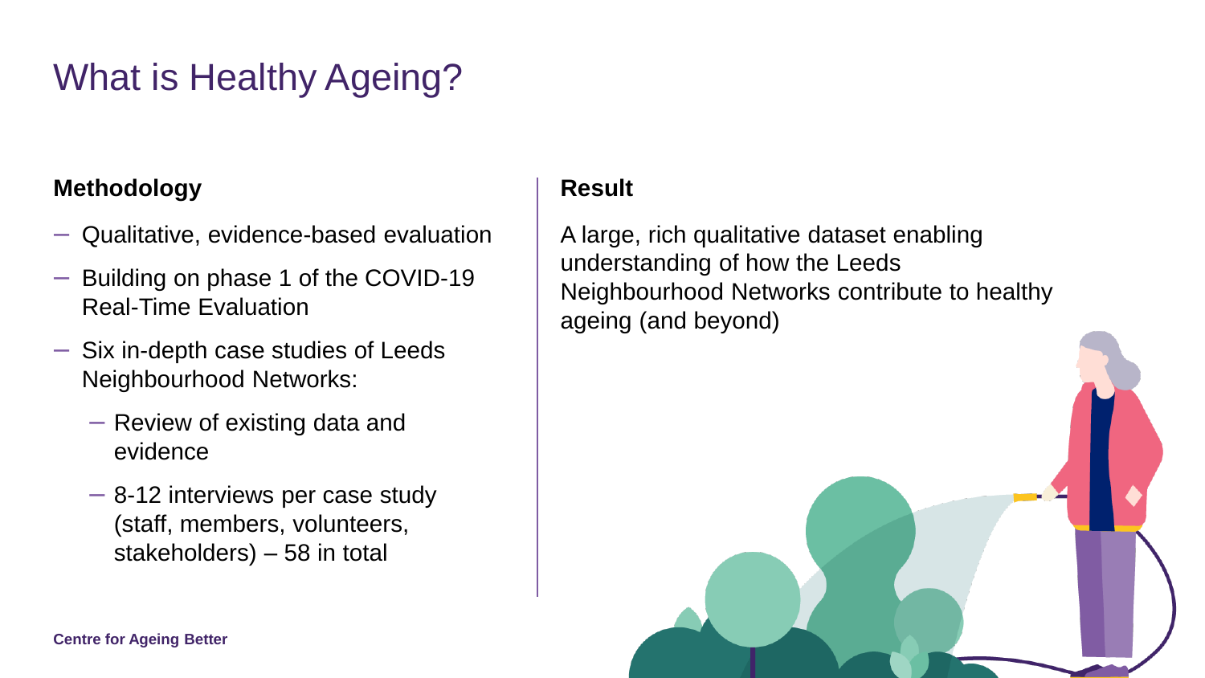# What is Healthy Ageing?

**Methodology**

- Qualitative, evidence-based evaluation
- Building on phase 1 of the COVID-19 Real-Time Evaluation
- Six in-depth case studies of Leeds Neighbourhood Networks:
  - Review of existing data and evidence
  - 8-12 interviews per case study (staff, members, volunteers, stakeholders) – 58 in total

**Result**

A large, rich qualitative dataset enabling understanding of how the Leeds Neighbourhood Networks contribute to healthy ageing (and beyond)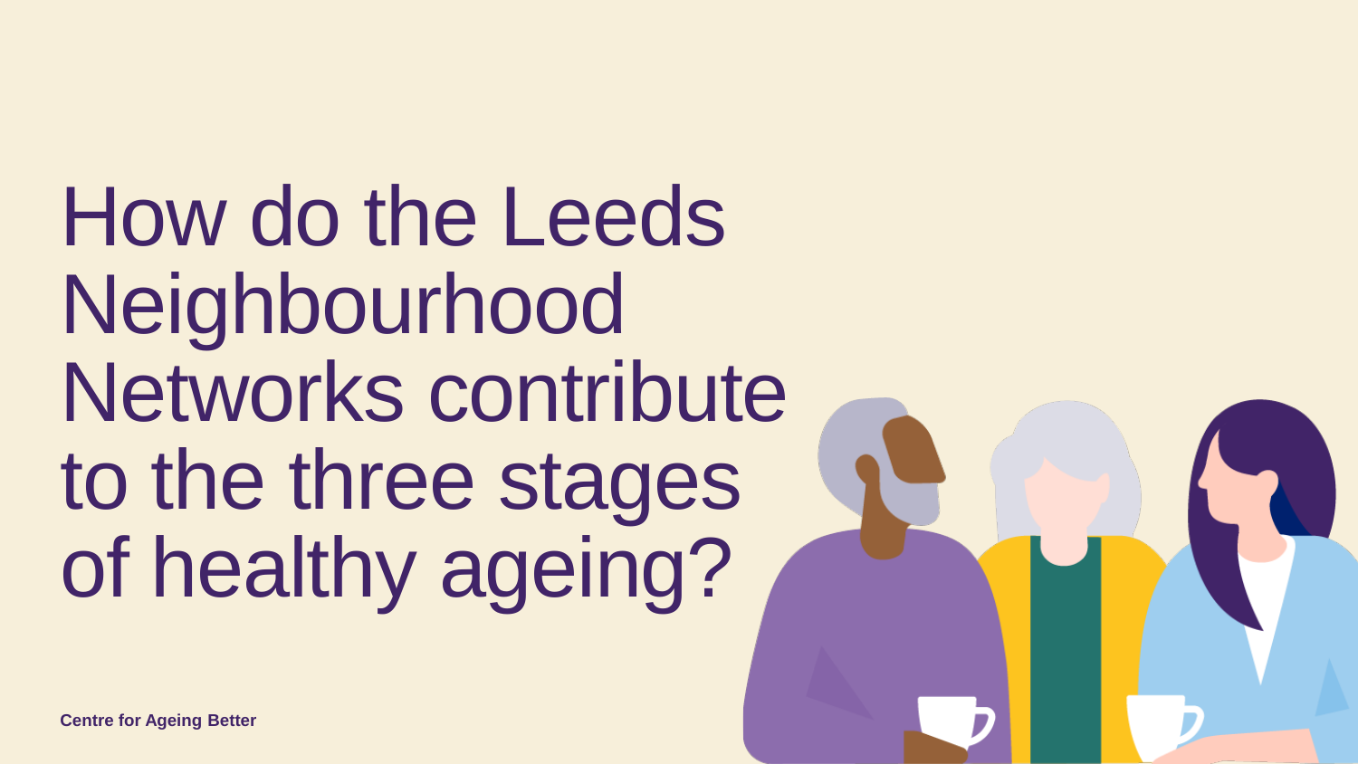# How do the Leeds Neighbourhood Networks contribute to the three stages of healthy ageing?

**Centre for Ageing Better**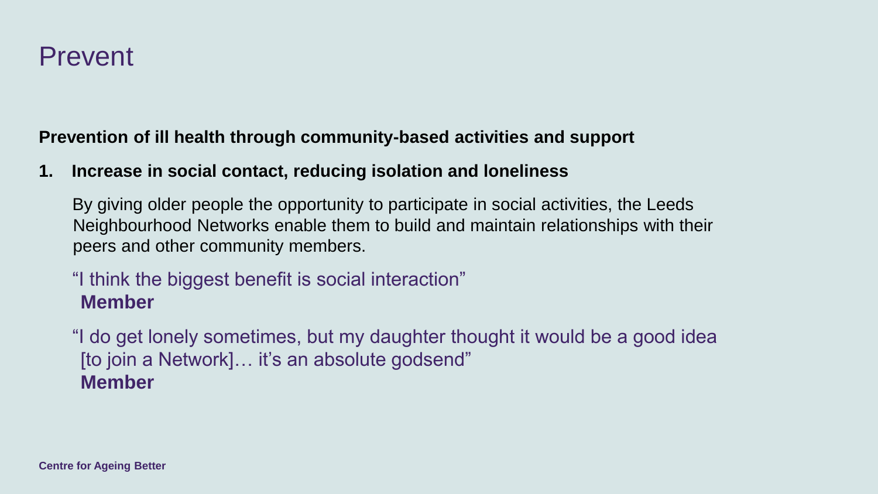# Prevent

**Prevention of ill health through community-based activities and support**

1. **Increase in social contact, reducing isolation and loneliness**

   By giving older people the opportunity to participate in social activities, the Leeds Neighbourhood Networks enable them to build and maintain relationships with their peers and other community members.

   "I think the biggest benefit is social interaction"
   **Member**

   "I do get lonely sometimes, but my daughter thought it would be a good idea [to join a Network]… it's an absolute godsend"
   **Member**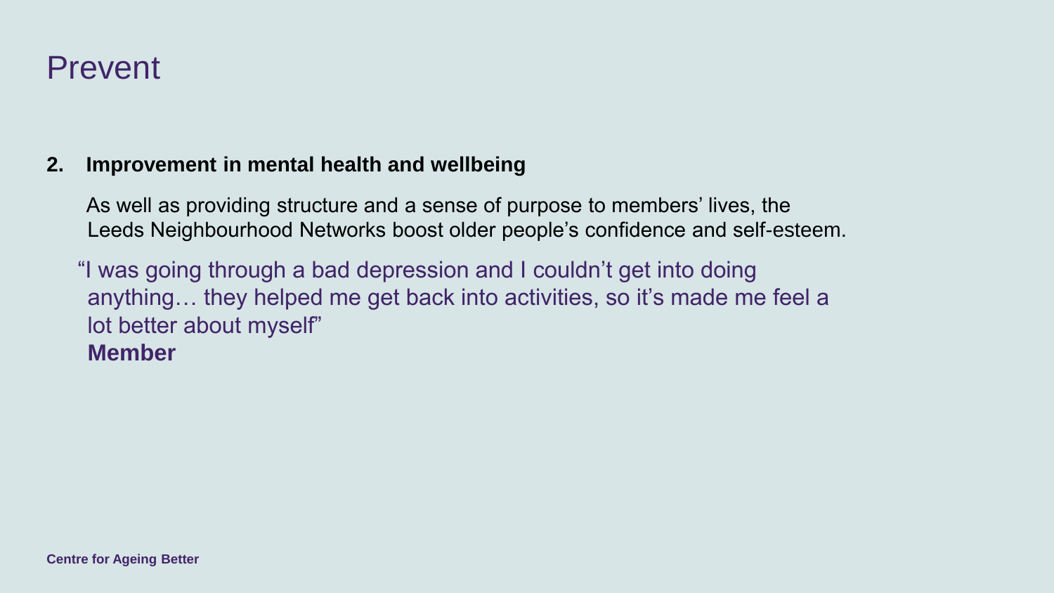# Prevent

**2. Improvement in mental health and wellbeing**

As well as providing structure and a sense of purpose to members' lives, the Leeds Neighbourhood Networks boost older people's confidence and self-esteem.

"I was going through a bad depression and I couldn't get into doing anything… they helped me get back into activities, so it's made me feel a lot better about myself"
**Member**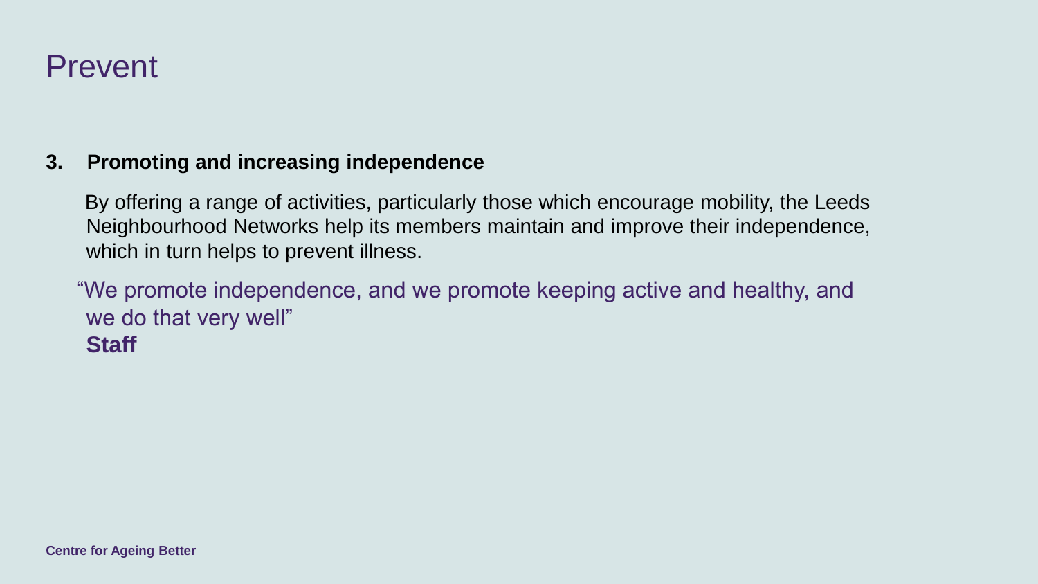# Prevent

**3. Promoting and increasing independence**

By offering a range of activities, particularly those which encourage mobility, the Leeds Neighbourhood Networks help its members maintain and improve their independence, which in turn helps to prevent illness.

"We promote independence, and we promote keeping active and healthy, and we do that very well"
**Staff**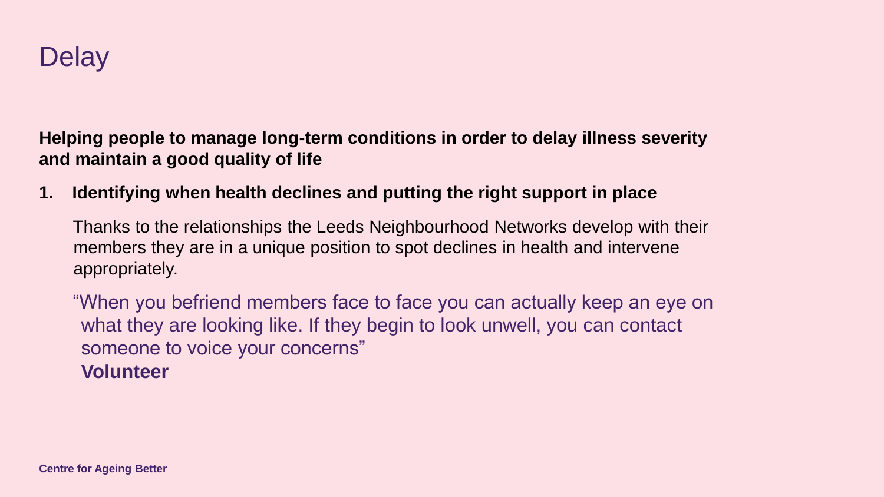# Delay

**Helping people to manage long-term conditions in order to delay illness severity and maintain a good quality of life**

1. **Identifying when health declines and putting the right support in place**

   Thanks to the relationships the Leeds Neighbourhood Networks develop with their members they are in a unique position to spot declines in health and intervene appropriately.

   "When you befriend members face to face you can actually keep an eye on what they are looking like. If they begin to look unwell, you can contact someone to voice your concerns"
   **Volunteer**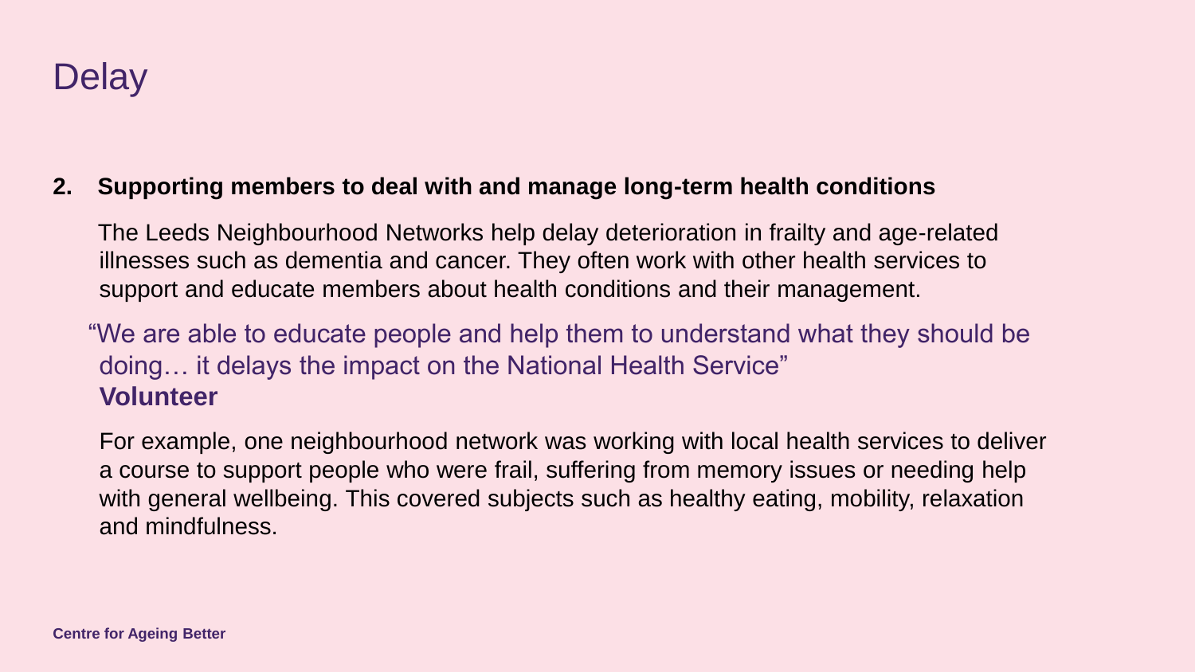# Delay

**2. Supporting members to deal with and manage long-term health conditions**

The Leeds Neighbourhood Networks help delay deterioration in frailty and age-related illnesses such as dementia and cancer. They often work with other health services to support and educate members about health conditions and their management.

"We are able to educate people and help them to understand what they should be doing… it delays the impact on the National Health Service"
**Volunteer**

For example, one neighbourhood network was working with local health services to deliver a course to support people who were frail, suffering from memory issues or needing help with general wellbeing. This covered subjects such as healthy eating, mobility, relaxation and mindfulness.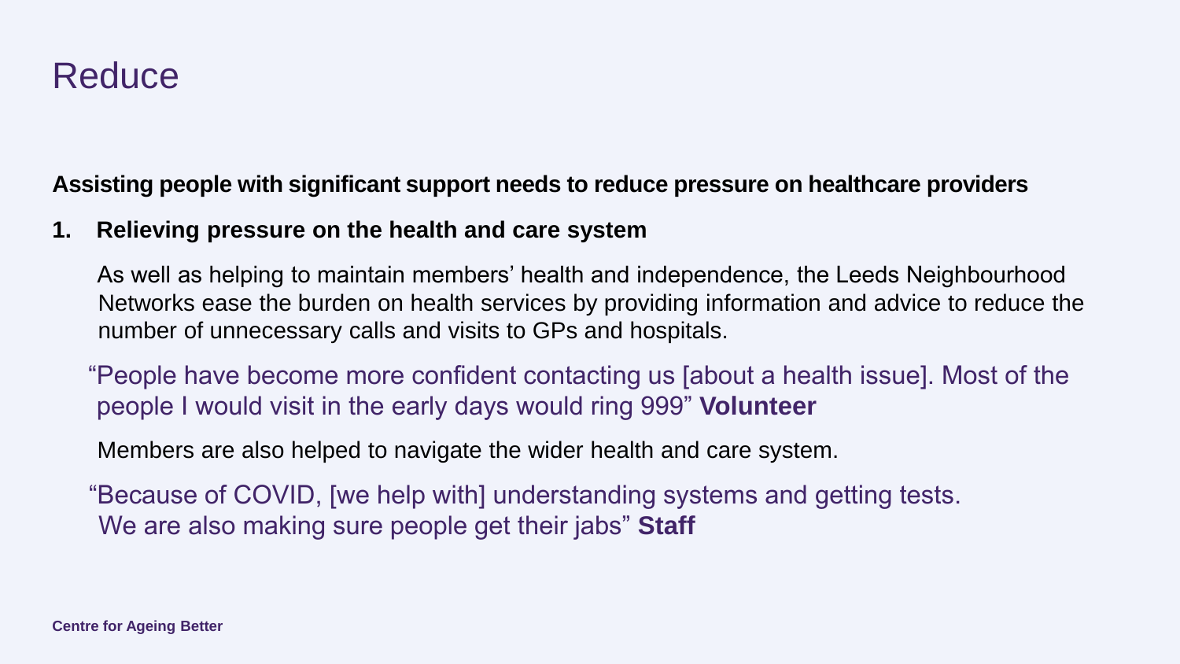# Reduce

**Assisting people with significant support needs to reduce pressure on healthcare providers**

1. **Relieving pressure on the health and care system**

   As well as helping to maintain members' health and independence, the Leeds Neighbourhood Networks ease the burden on health services by providing information and advice to reduce the number of unnecessary calls and visits to GPs and hospitals.

   "People have become more confident contacting us [about a health issue]. Most of the people I would visit in the early days would ring 999" **Volunteer**

   Members are also helped to navigate the wider health and care system.

   "Because of COVID, [we help with] understanding systems and getting tests. We are also making sure people get their jabs" **Staff**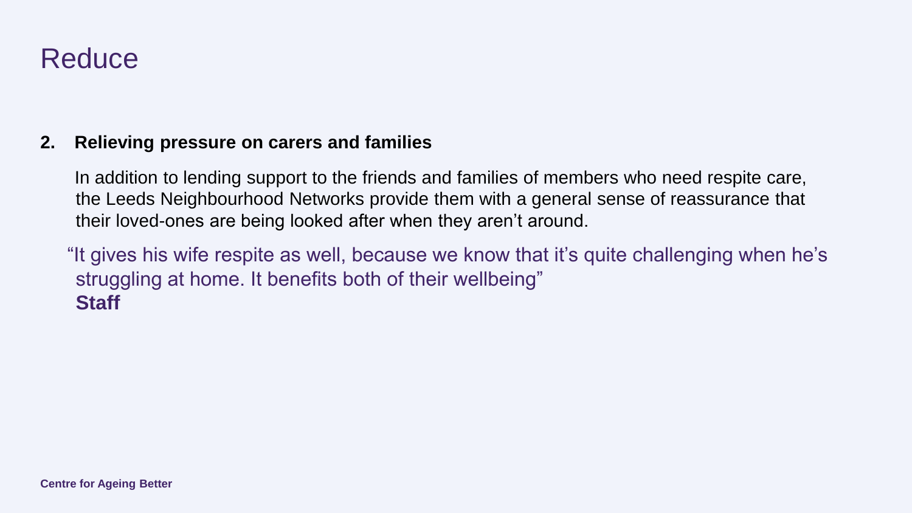# Reduce

**2. Relieving pressure on carers and families**

In addition to lending support to the friends and families of members who need respite care, the Leeds Neighbourhood Networks provide them with a general sense of reassurance that their loved-ones are being looked after when they aren't around.

"It gives his wife respite as well, because we know that it's quite challenging when he's struggling at home. It benefits both of their wellbeing"
**Staff**

**Centre for Ageing Better**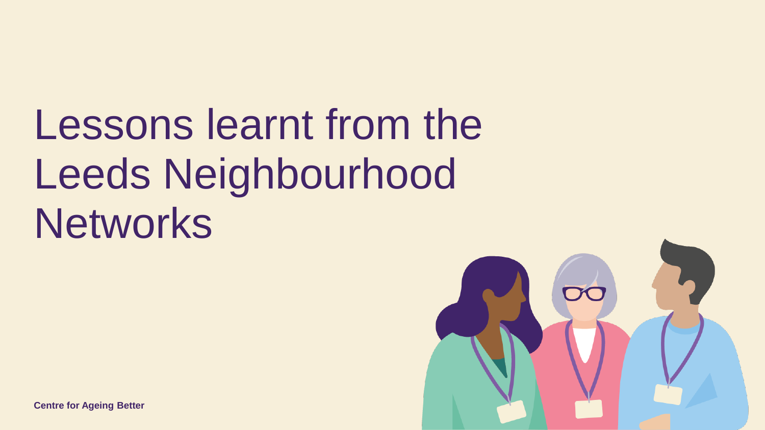# Lessons learnt from the Leeds Neighbourhood Networks

**Centre for Ageing Better**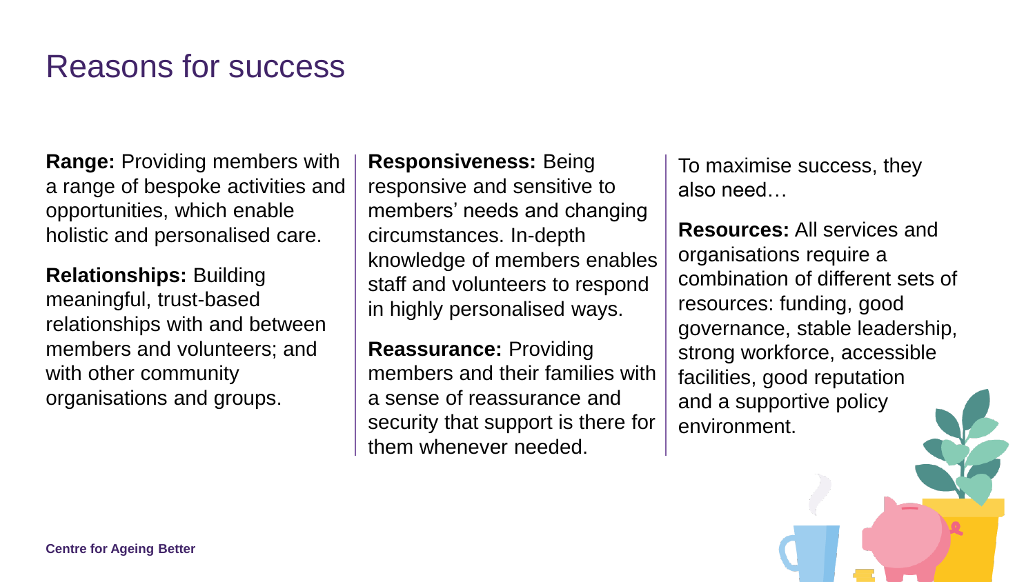# Reasons for success

**Range:** Providing members with a range of bespoke activities and opportunities, which enable holistic and personalised care.

**Relationships:** Building meaningful, trust-based relationships with and between members and volunteers; and with other community organisations and groups.

**Responsiveness:** Being responsive and sensitive to members' needs and changing circumstances. In-depth knowledge of members enables staff and volunteers to respond in highly personalised ways.

**Reassurance:** Providing members and their families with a sense of reassurance and security that support is there for them whenever needed.

To maximise success, they also need…

**Resources:** All services and organisations require a combination of different sets of resources: funding, good governance, stable leadership, strong workforce, accessible facilities, good reputation and a supportive policy environment.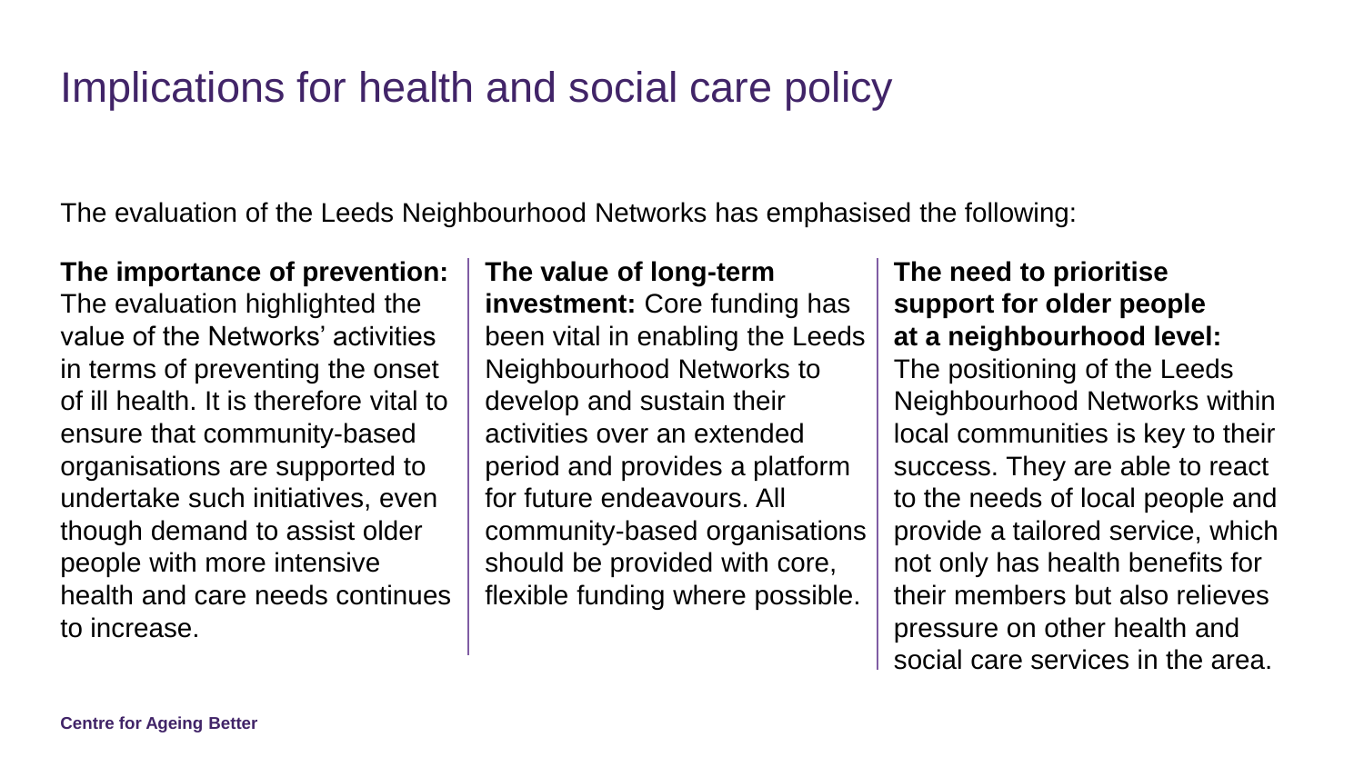# Implications for health and social care policy

The evaluation of the Leeds Neighbourhood Networks has emphasised the following:

**The importance of prevention:** The evaluation highlighted the value of the Networks' activities in terms of preventing the onset of ill health. It is therefore vital to ensure that community-based organisations are supported to undertake such initiatives, even though demand to assist older people with more intensive health and care needs continues to increase.

**The value of long-term investment:** Core funding has been vital in enabling the Leeds Neighbourhood Networks to develop and sustain their activities over an extended period and provides a platform for future endeavours. All community-based organisations should be provided with core, flexible funding where possible.

**The need to prioritise support for older people at a neighbourhood level:** The positioning of the Leeds Neighbourhood Networks within local communities is key to their success. They are able to react to the needs of local people and provide a tailored service, which not only has health benefits for their members but also relieves pressure on other health and social care services in the area.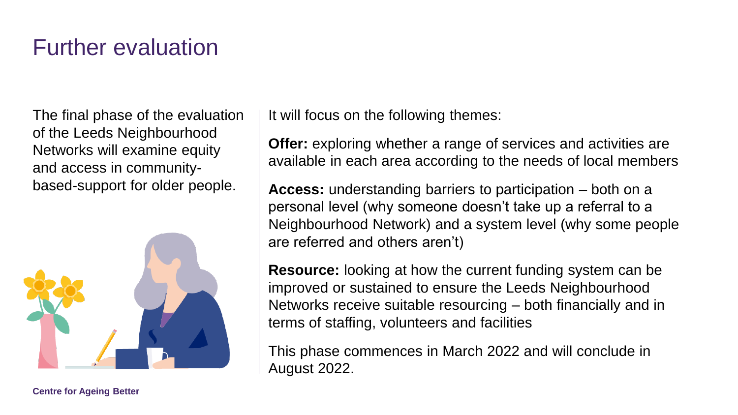# Further evaluation

The final phase of the evaluation of the Leeds Neighbourhood Networks will examine equity and access in community-based-support for older people.

It will focus on the following themes:

**Offer:** exploring whether a range of services and activities are available in each area according to the needs of local members

**Access:** understanding barriers to participation – both on a personal level (why someone doesn't take up a referral to a Neighbourhood Network) and a system level (why some people are referred and others aren't)

**Resource:** looking at how the current funding system can be improved or sustained to ensure the Leeds Neighbourhood Networks receive suitable resourcing – both financially and in terms of staffing, volunteers and facilities

This phase commences in March 2022 and will conclude in August 2022.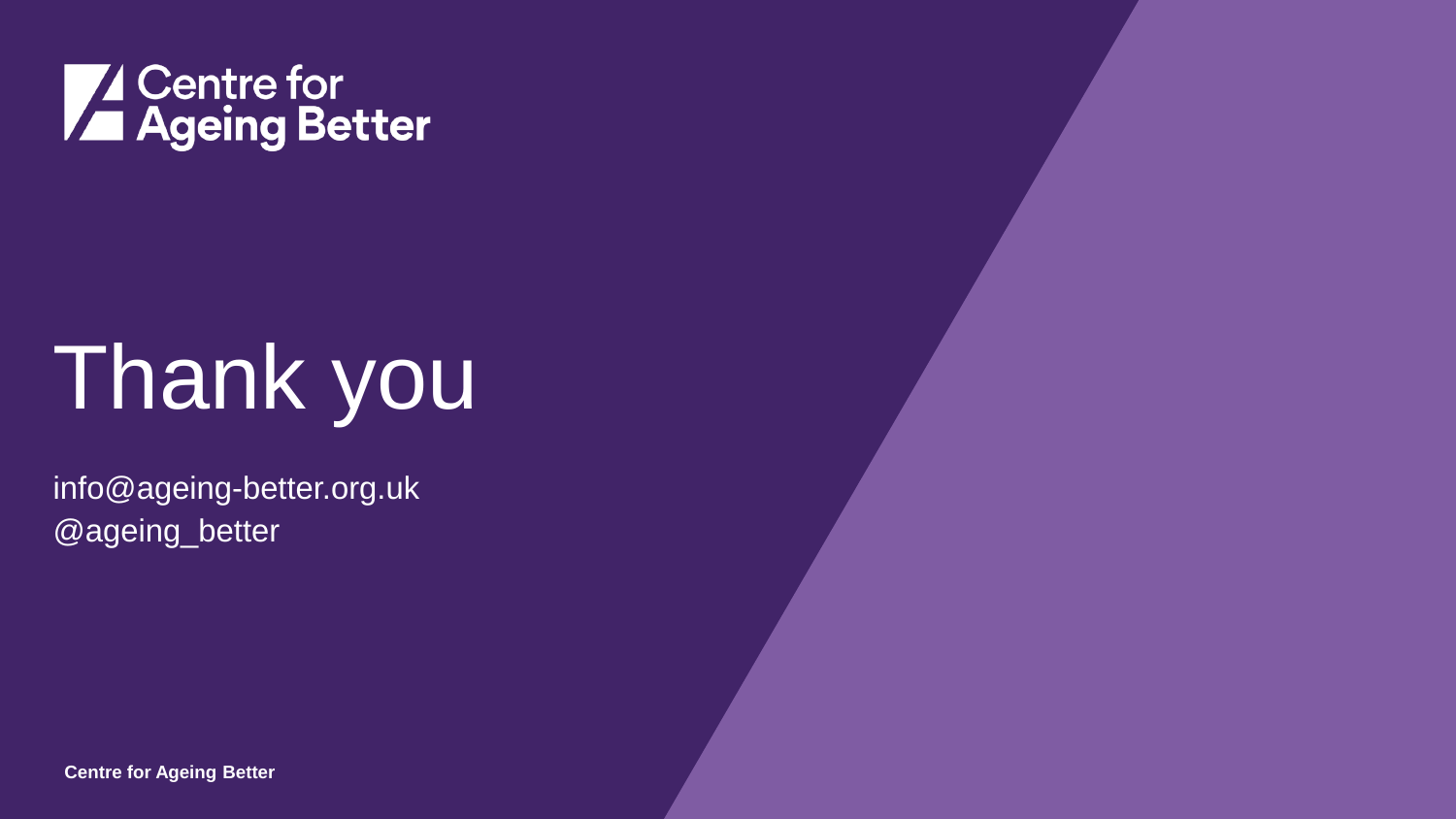Centre for Ageing Better

# Thank you

info@ageing-better.org.uk
@ageing_better

**Centre for Ageing Better**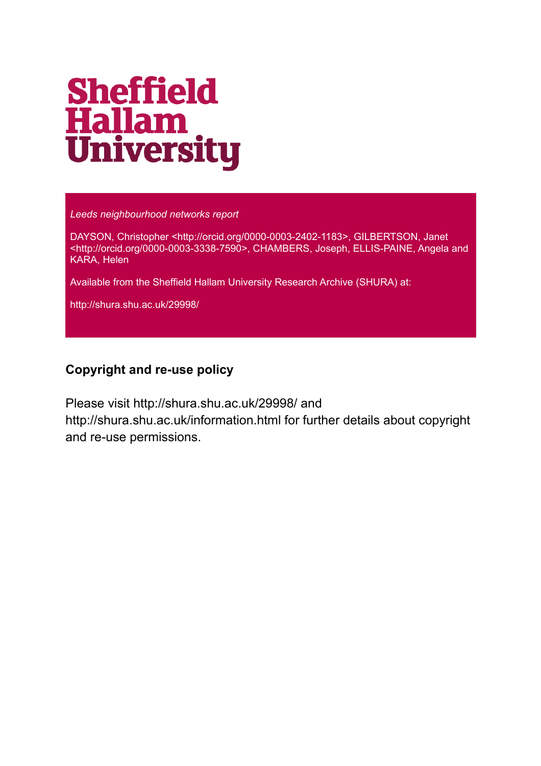# Sheffield Hallam University

*Leeds neighbourhood networks report*

DAYSON, Christopher <http://orcid.org/0000-0003-2402-1183>, GILBERTSON, Janet <http://orcid.org/0000-0003-3338-7590>, CHAMBERS, Joseph, ELLIS-PAINE, Angela and KARA, Helen

Available from the Sheffield Hallam University Research Archive (SHURA) at:

http://shura.shu.ac.uk/29998/

## Copyright and re-use policy

Please visit http://shura.shu.ac.uk/29998/ and http://shura.shu.ac.uk/information.html for further details about copyright and re-use permissions.